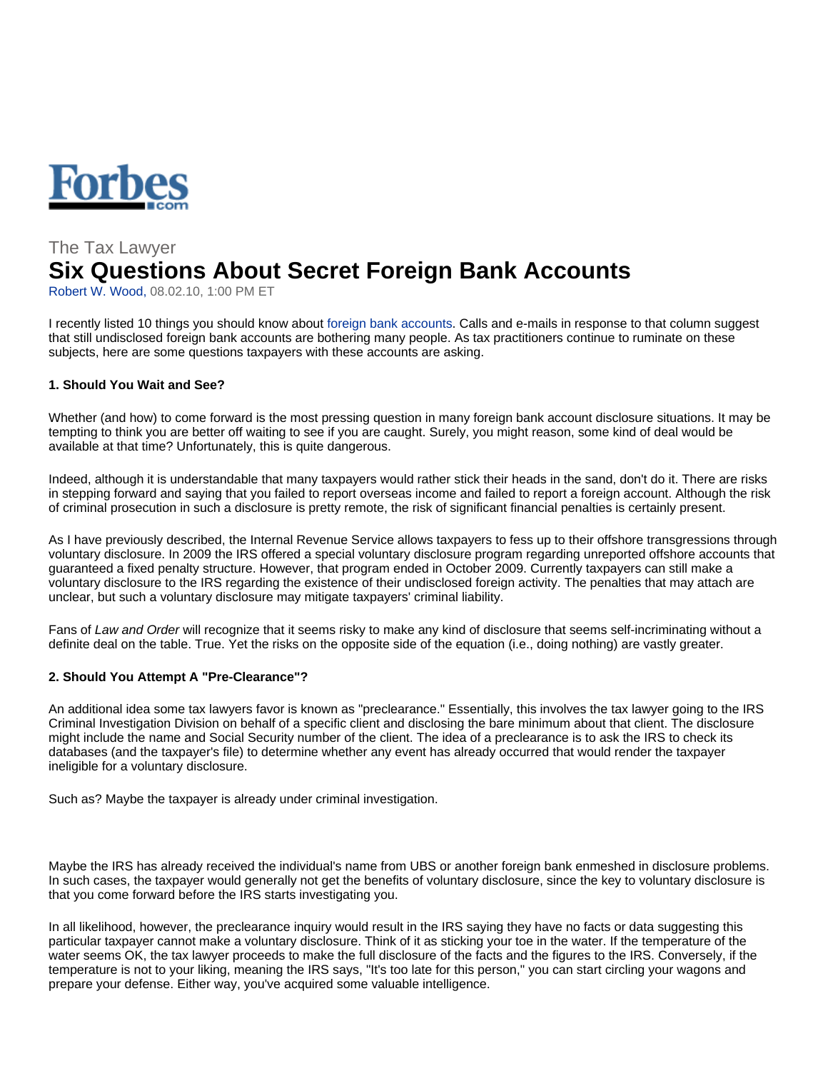Forbes.com

The Tax Lawyer

# Six Questions About Secret Foreign Bank Accounts

Robert W. Wood, 08.02.10, 1:00 PM ET

I recently listed 10 things you should know about foreign bank accounts. Calls and e-mails in response to that column suggest that still undisclosed foreign bank accounts are bothering many people. As tax practitioners continue to ruminate on these subjects, here are some questions taxpayers with these accounts are asking.

### 1. Should You Wait and See?

Whether (and how) to come forward is the most pressing question in many foreign bank account disclosure situations. It may be tempting to think you are better off waiting to see if you are caught. Surely, you might reason, some kind of deal would be available at that time? Unfortunately, this is quite dangerous.

Indeed, although it is understandable that many taxpayers would rather stick their heads in the sand, don't do it. There are risks in stepping forward and saying that you failed to report overseas income and failed to report a foreign account. Although the risk of criminal prosecution in such a disclosure is pretty remote, the risk of significant financial penalties is certainly present.

As I have previously described, the Internal Revenue Service allows taxpayers to fess up to their offshore transgressions through voluntary disclosure. In 2009 the IRS offered a special voluntary disclosure program regarding unreported offshore accounts that guaranteed a fixed penalty structure. However, that program ended in October 2009. Currently taxpayers can still make a voluntary disclosure to the IRS regarding the existence of their undisclosed foreign activity. The penalties that may attach are unclear, but such a voluntary disclosure may mitigate taxpayers' criminal liability.

Fans of *Law and Order* will recognize that it seems risky to make any kind of disclosure that seems self-incriminating without a definite deal on the table. True. Yet the risks on the opposite side of the equation (i.e., doing nothing) are vastly greater.

### 2. Should You Attempt A "Pre-Clearance"?

An additional idea some tax lawyers favor is known as "preclearance." Essentially, this involves the tax lawyer going to the IRS Criminal Investigation Division on behalf of a specific client and disclosing the bare minimum about that client. The disclosure might include the name and Social Security number of the client. The idea of a preclearance is to ask the IRS to check its databases (and the taxpayer's file) to determine whether any event has already occurred that would render the taxpayer ineligible for a voluntary disclosure.

Such as? Maybe the taxpayer is already under criminal investigation.

Maybe the IRS has already received the individual's name from UBS or another foreign bank enmeshed in disclosure problems. In such cases, the taxpayer would generally not get the benefits of voluntary disclosure, since the key to voluntary disclosure is that you come forward before the IRS starts investigating you.

In all likelihood, however, the preclearance inquiry would result in the IRS saying they have no facts or data suggesting this particular taxpayer cannot make a voluntary disclosure. Think of it as sticking your toe in the water. If the temperature of the water seems OK, the tax lawyer proceeds to make the full disclosure of the facts and the figures to the IRS. Conversely, if the temperature is not to your liking, meaning the IRS says, "It's too late for this person," you can start circling your wagons and prepare your defense. Either way, you've acquired some valuable intelligence.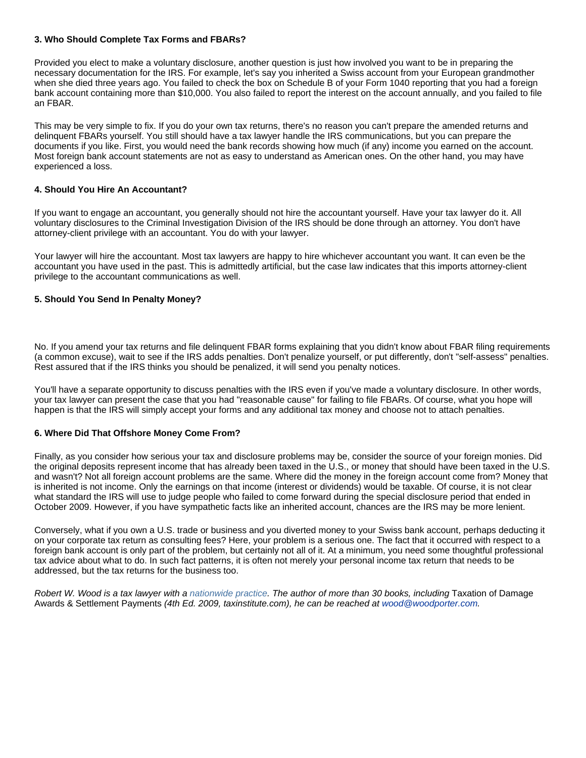### 3. Who Should Complete Tax Forms and FBARs?

Provided you elect to make a voluntary disclosure, another question is just how involved you want to be in preparing the necessary documentation for the IRS. For example, let's say you inherited a Swiss account from your European grandmother when she died three years ago. You failed to check the box on Schedule B of your Form 1040 reporting that you had a foreign bank account containing more than $10,000. You also failed to report the interest on the account annually, and you failed to file an FBAR.

This may be very simple to fix. If you do your own tax returns, there's no reason you can't prepare the amended returns and delinquent FBARs yourself. You still should have a tax lawyer handle the IRS communications, but you can prepare the documents if you like. First, you would need the bank records showing how much (if any) income you earned on the account. Most foreign bank account statements are not as easy to understand as American ones. On the other hand, you may have experienced a loss.

### 4. Should You Hire An Accountant?

If you want to engage an accountant, you generally should not hire the accountant yourself. Have your tax lawyer do it. All voluntary disclosures to the Criminal Investigation Division of the IRS should be done through an attorney. You don't have attorney-client privilege with an accountant. You do with your lawyer.

Your lawyer will hire the accountant. Most tax lawyers are happy to hire whichever accountant you want. It can even be the accountant you have used in the past. This is admittedly artificial, but the case law indicates that this imports attorney-client privilege to the accountant communications as well.

### 5. Should You Send In Penalty Money?

No. If you amend your tax returns and file delinquent FBAR forms explaining that you didn't know about FBAR filing requirements (a common excuse), wait to see if the IRS adds penalties. Don't penalize yourself, or put differently, don't "self-assess" penalties. Rest assured that if the IRS thinks you should be penalized, it will send you penalty notices.

You'll have a separate opportunity to discuss penalties with the IRS even if you've made a voluntary disclosure. In other words, your tax lawyer can present the case that you had "reasonable cause" for failing to file FBARs. Of course, what you hope will happen is that the IRS will simply accept your forms and any additional tax money and choose not to attach penalties.

### 6. Where Did That Offshore Money Come From?

Finally, as you consider how serious your tax and disclosure problems may be, consider the source of your foreign monies. Did the original deposits represent income that has already been taxed in the U.S., or money that should have been taxed in the U.S. and wasn't? Not all foreign account problems are the same. Where did the money in the foreign account come from? Money that is inherited is not income. Only the earnings on that income (interest or dividends) would be taxable. Of course, it is not clear what standard the IRS will use to judge people who failed to come forward during the special disclosure period that ended in October 2009. However, if you have sympathetic facts like an inherited account, chances are the IRS may be more lenient.

Conversely, what if you own a U.S. trade or business and you diverted money to your Swiss bank account, perhaps deducting it on your corporate tax return as consulting fees? Here, your problem is a serious one. The fact that it occurred with respect to a foreign bank account is only part of the problem, but certainly not all of it. At a minimum, you need some thoughtful professional tax advice about what to do. In such fact patterns, it is often not merely your personal income tax return that needs to be addressed, but the tax returns for the business too.

*Robert W. Wood is a tax lawyer with a nationwide practice. The author of more than 30 books, including* Taxation of Damage Awards & Settlement Payments *(4th Ed. 2009, taxinstitute.com), he can be reached at wood@woodporter.com.*